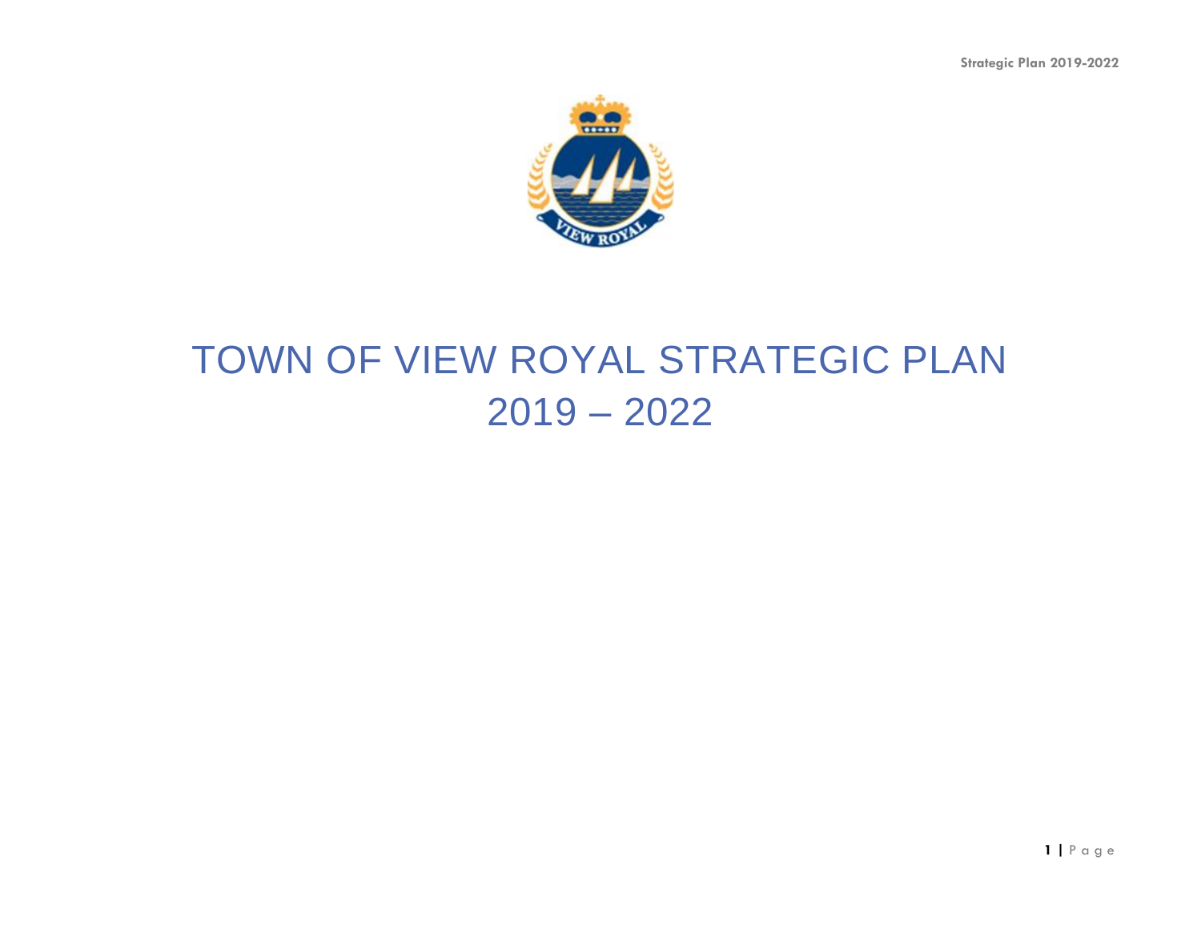# TOWN OF VIEW ROYAL STRATEGIC PLAN 2019 – 2022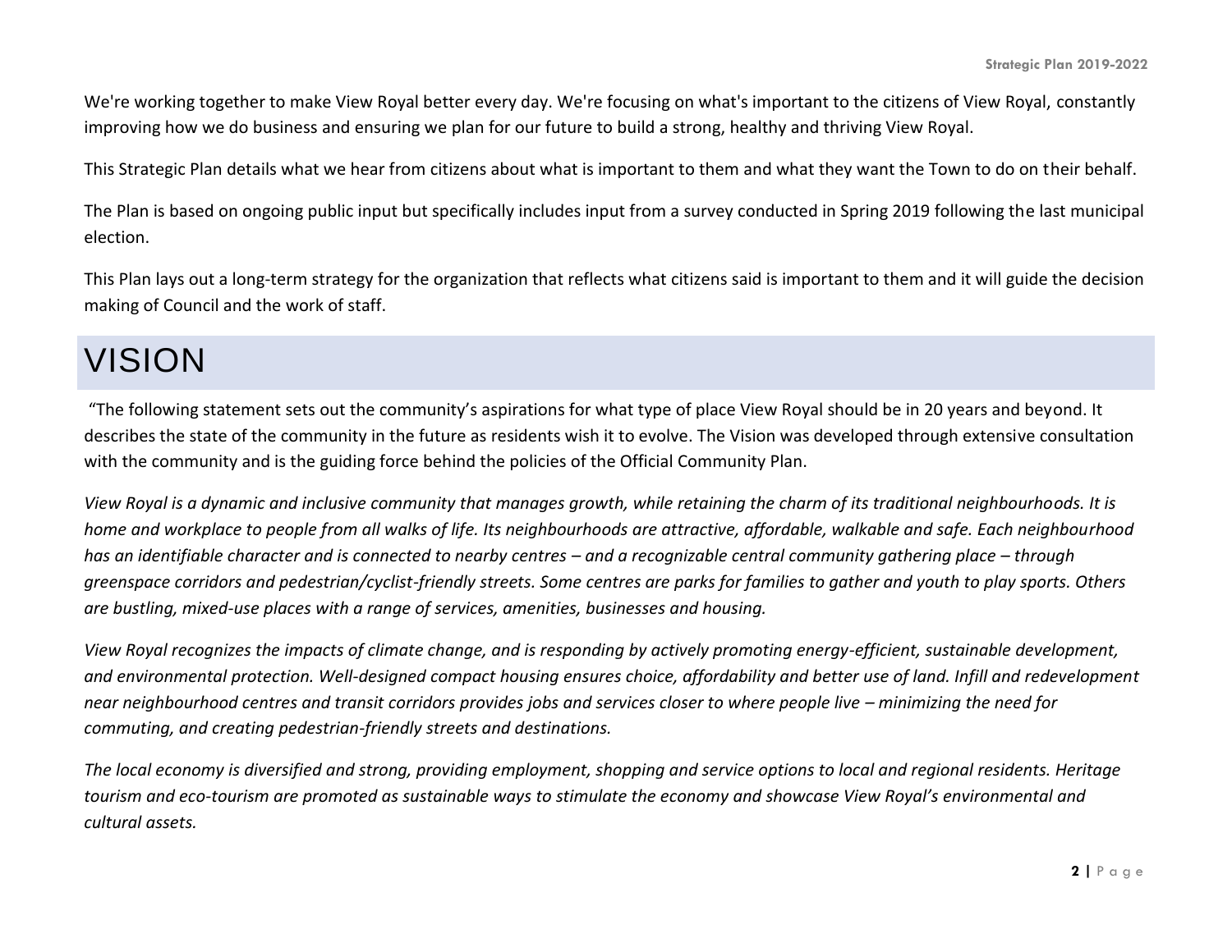We're working together to make View Royal better every day. We're focusing on what's important to the citizens of View Royal, constantly improving how we do business and ensuring we plan for our future to build a strong, healthy and thriving View Royal.

This Strategic Plan details what we hear from citizens about what is important to them and what they want the Town to do on their behalf.

The Plan is based on ongoing public input but specifically includes input from a survey conducted in Spring 2019 following the last municipal election.

This Plan lays out a long-term strategy for the organization that reflects what citizens said is important to them and it will guide the decision making of Council and the work of staff.

# VISION

"The following statement sets out the community's aspirations for what type of place View Royal should be in 20 years and beyond. It describes the state of the community in the future as residents wish it to evolve. The Vision was developed through extensive consultation with the community and is the guiding force behind the policies of the Official Community Plan.

*View Royal is a dynamic and inclusive community that manages growth, while retaining the charm of its traditional neighbourhoods. It is home and workplace to people from all walks of life. Its neighbourhoods are attractive, affordable, walkable and safe. Each neighbourhood has an identifiable character and is connected to nearby centres – and a recognizable central community gathering place – through greenspace corridors and pedestrian/cyclist-friendly streets. Some centres are parks for families to gather and youth to play sports. Others are bustling, mixed-use places with a range of services, amenities, businesses and housing.*

*View Royal recognizes the impacts of climate change, and is responding by actively promoting energy-efficient, sustainable development, and environmental protection. Well-designed compact housing ensures choice, affordability and better use of land. Infill and redevelopment near neighbourhood centres and transit corridors provides jobs and services closer to where people live – minimizing the need for commuting, and creating pedestrian-friendly streets and destinations.*

*The local economy is diversified and strong, providing employment, shopping and service options to local and regional residents. Heritage tourism and eco-tourism are promoted as sustainable ways to stimulate the economy and showcase View Royal's environmental and cultural assets.*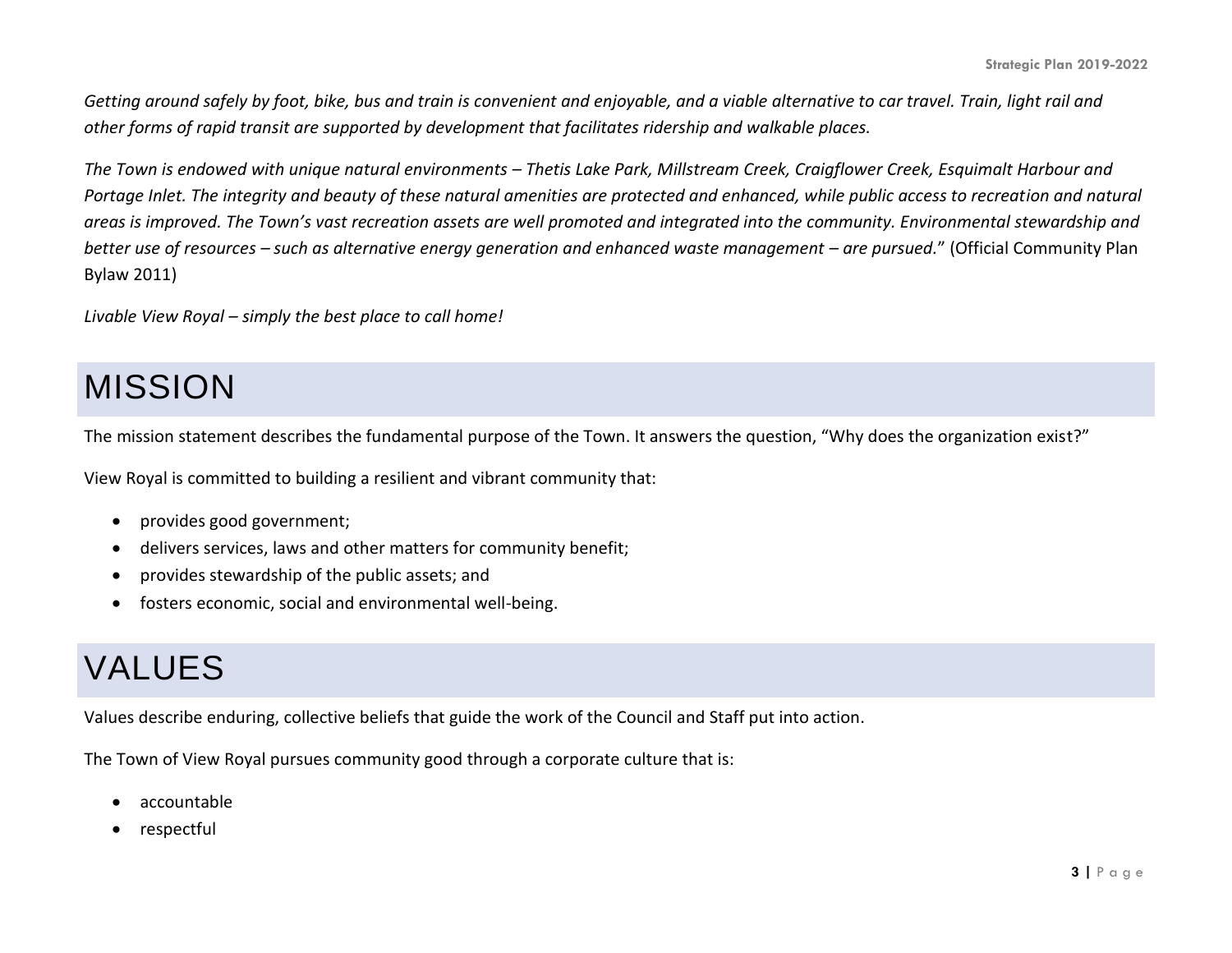*Getting around safely by foot, bike, bus and train is convenient and enjoyable, and a viable alternative to car travel. Train, light rail and other forms of rapid transit are supported by development that facilitates ridership and walkable places.*

*The Town is endowed with unique natural environments – Thetis Lake Park, Millstream Creek, Craigflower Creek, Esquimalt Harbour and Portage Inlet. The integrity and beauty of these natural amenities are protected and enhanced, while public access to recreation and natural areas is improved. The Town's vast recreation assets are well promoted and integrated into the community. Environmental stewardship and better use of resources – such as alternative energy generation and enhanced waste management – are pursued.*" (Official Community Plan Bylaw 2011)

*Livable View Royal – simply the best place to call home!*

# MISSION

The mission statement describes the fundamental purpose of the Town. It answers the question, "Why does the organization exist?"

View Royal is committed to building a resilient and vibrant community that:

- provides good government;
- delivers services, laws and other matters for community benefit;
- provides stewardship of the public assets; and
- fosters economic, social and environmental well-being.

# VALUES

Values describe enduring, collective beliefs that guide the work of the Council and Staff put into action.

The Town of View Royal pursues community good through a corporate culture that is:

- accountable
- respectful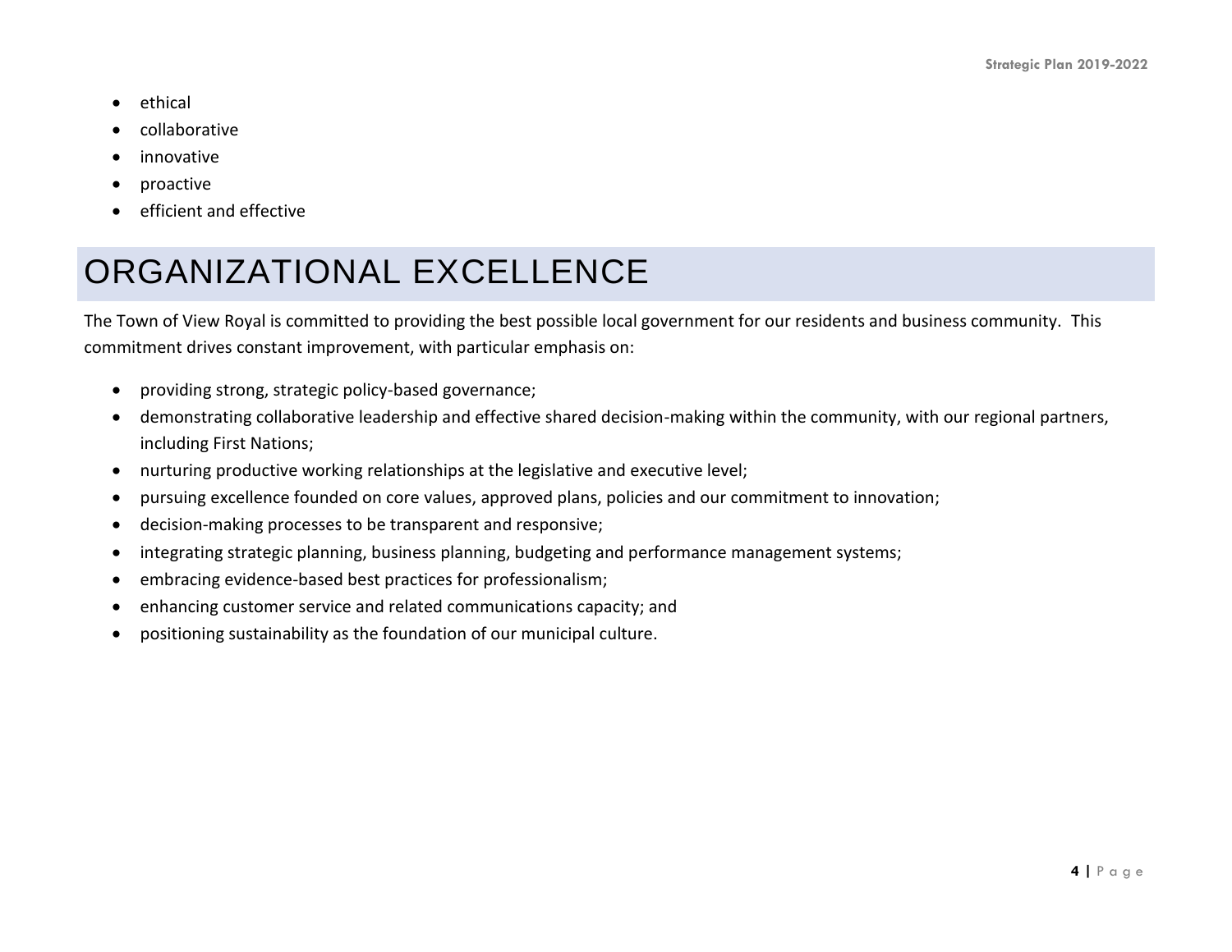- ethical
- collaborative
- innovative
- proactive
- efficient and effective

# ORGANIZATIONAL EXCELLENCE

The Town of View Royal is committed to providing the best possible local government for our residents and business community. This commitment drives constant improvement, with particular emphasis on:

- providing strong, strategic policy-based governance;
- demonstrating collaborative leadership and effective shared decision-making within the community, with our regional partners, including First Nations;
- nurturing productive working relationships at the legislative and executive level;
- pursuing excellence founded on core values, approved plans, policies and our commitment to innovation;
- decision-making processes to be transparent and responsive;
- integrating strategic planning, business planning, budgeting and performance management systems;
- embracing evidence-based best practices for professionalism;
- enhancing customer service and related communications capacity; and
- positioning sustainability as the foundation of our municipal culture.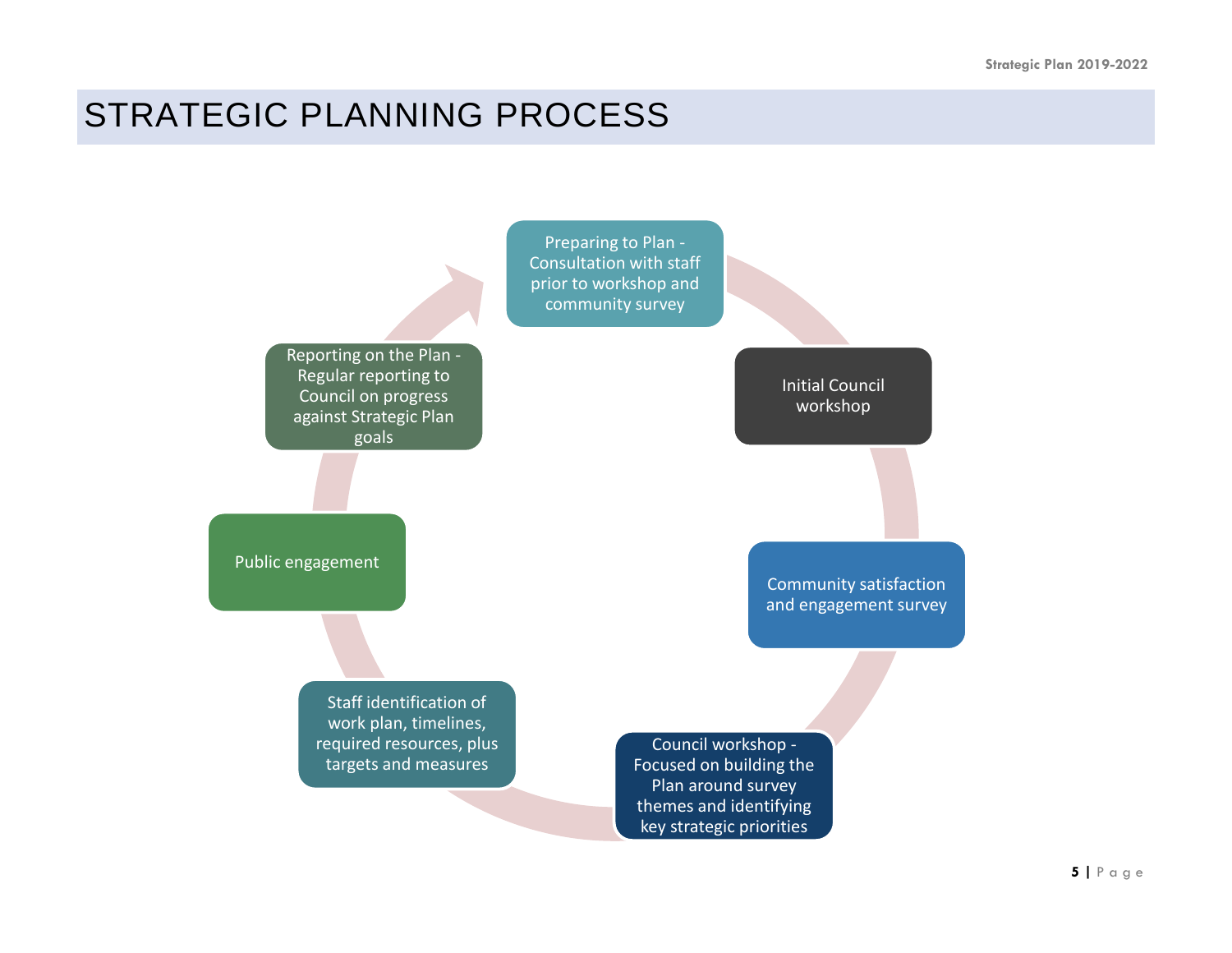# STRATEGIC PLANNING PROCESS

1. Preparing to Plan - Consultation with staff prior to workshop and community survey
2. Initial Council workshop
3. Community satisfaction and engagement survey
4. Council workshop - Focused on building the Plan around survey themes and identifying key strategic priorities
5. Staff identification of work plan, timelines, required resources, plus targets and measures
6. Public engagement
7. Reporting on the Plan - Regular reporting to Council on progress against Strategic Plan goals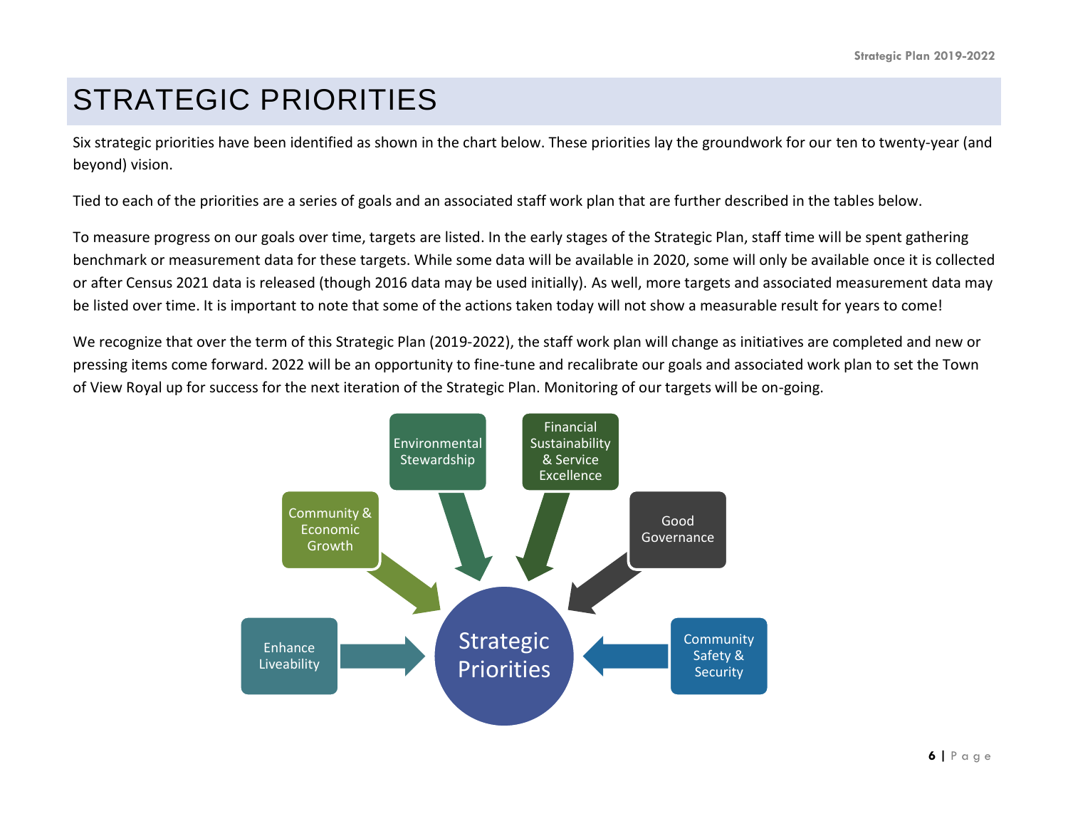# STRATEGIC PRIORITIES

Six strategic priorities have been identified as shown in the chart below. These priorities lay the groundwork for our ten to twenty-year (and beyond) vision.

Tied to each of the priorities are a series of goals and an associated staff work plan that are further described in the tables below.

To measure progress on our goals over time, targets are listed. In the early stages of the Strategic Plan, staff time will be spent gathering benchmark or measurement data for these targets. While some data will be available in 2020, some will only be available once it is collected or after Census 2021 data is released (though 2016 data may be used initially). As well, more targets and associated measurement data may be listed over time. It is important to note that some of the actions taken today will not show a measurable result for years to come!

We recognize that over the term of this Strategic Plan (2019-2022), the staff work plan will change as initiatives are completed and new or pressing items come forward. 2022 will be an opportunity to fine-tune and recalibrate our goals and associated work plan to set the Town of View Royal up for success for the next iteration of the Strategic Plan. Monitoring of our targets will be on-going.

Strategic Priorities:

- Enhance Liveability
- Community & Economic Growth
- Environmental Stewardship
- Financial Sustainability & Service Excellence
- Good Governance
- Community Safety & Security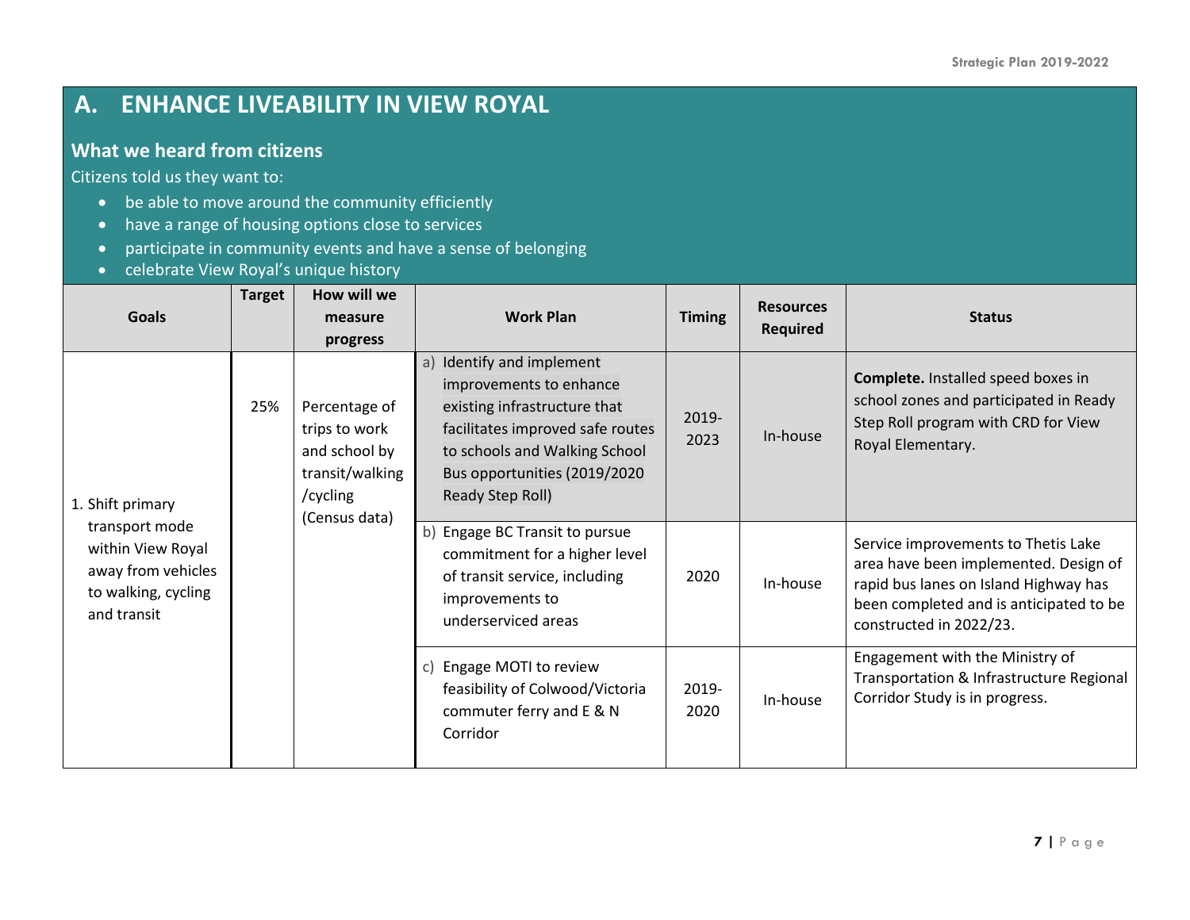## A. ENHANCE LIVEABILITY IN VIEW ROYAL

### What we heard from citizens

Citizens told us they want to:

- be able to move around the community efficiently
- have a range of housing options close to services
- participate in community events and have a sense of belonging
- celebrate View Royal's unique history

| Goals | Target | How will we measure progress | Work Plan | Timing | Resources Required | Status |
|---|---|---|---|---|---|---|
| 1. Shift primary transport mode within View Royal away from vehicles to walking, cycling and transit | 25% | Percentage of trips to work and school by transit/walking /cycling (Census data) | a) Identify and implement improvements to enhance existing infrastructure that facilitates improved safe routes to schools and Walking School Bus opportunities (2019/2020 Ready Step Roll) | 2019-2023 | In-house | **Complete.** Installed speed boxes in school zones and participated in Ready Step Roll program with CRD for View Royal Elementary. |
| | | | b) Engage BC Transit to pursue commitment for a higher level of transit service, including improvements to underserviced areas | 2020 | In-house | Service improvements to Thetis Lake area have been implemented. Design of rapid bus lanes on Island Highway has been completed and is anticipated to be constructed in 2022/23. |
| | | | c) Engage MOTI to review feasibility of Colwood/Victoria commuter ferry and E & N Corridor | 2019-2020 | In-house | Engagement with the Ministry of Transportation & Infrastructure Regional Corridor Study is in progress. |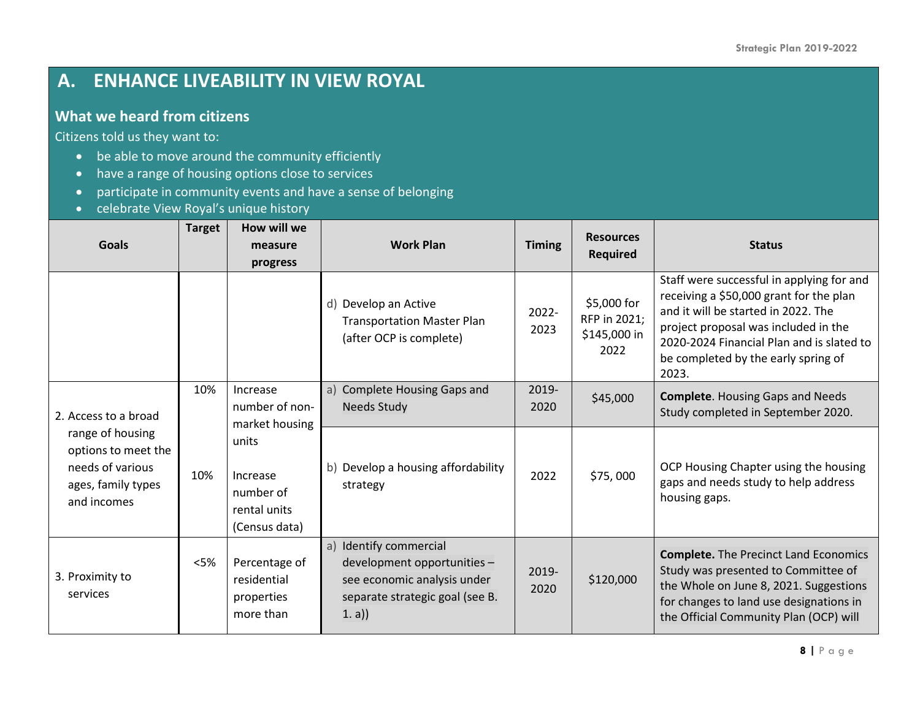## A. ENHANCE LIVEABILITY IN VIEW ROYAL

### What we heard from citizens

Citizens told us they want to:

- be able to move around the community efficiently
- have a range of housing options close to services
- participate in community events and have a sense of belonging
- celebrate View Royal's unique history

| Goals | Target | How will we measure progress | Work Plan | Timing | Resources Required | Status |
|---|---|---|---|---|---|---|
| | | | d) Develop an Active Transportation Master Plan (after OCP is complete) | 2022-2023 | $5,000 for RFP in 2021; $145,000 in 2022 | Staff were successful in applying for and receiving a $50,000 grant for the plan and it will be started in 2022. The project proposal was included in the 2020-2024 Financial Plan and is slated to be completed by the early spring of 2023. |
| 2. Access to a broad range of housing options to meet the needs of various ages, family types and incomes | 10% | Increase number of non-market housing units | a) Complete Housing Gaps and Needs Study | 2019-2020 | $45,000 | **Complete**. Housing Gaps and Needs Study completed in September 2020. |
| | 10% | Increase number of rental units (Census data) | b) Develop a housing affordability strategy | 2022 | $75, 000 | OCP Housing Chapter using the housing gaps and needs study to help address housing gaps. |
| 3. Proximity to services | <5% | Percentage of residential properties more than | a) Identify commercial development opportunities – see economic analysis under separate strategic goal (see B. 1. a)) | 2019-2020 | $120,000 | **Complete.** The Precinct Land Economics Study was presented to Committee of the Whole on June 8, 2021. Suggestions for changes to land use designations in the Official Community Plan (OCP) will |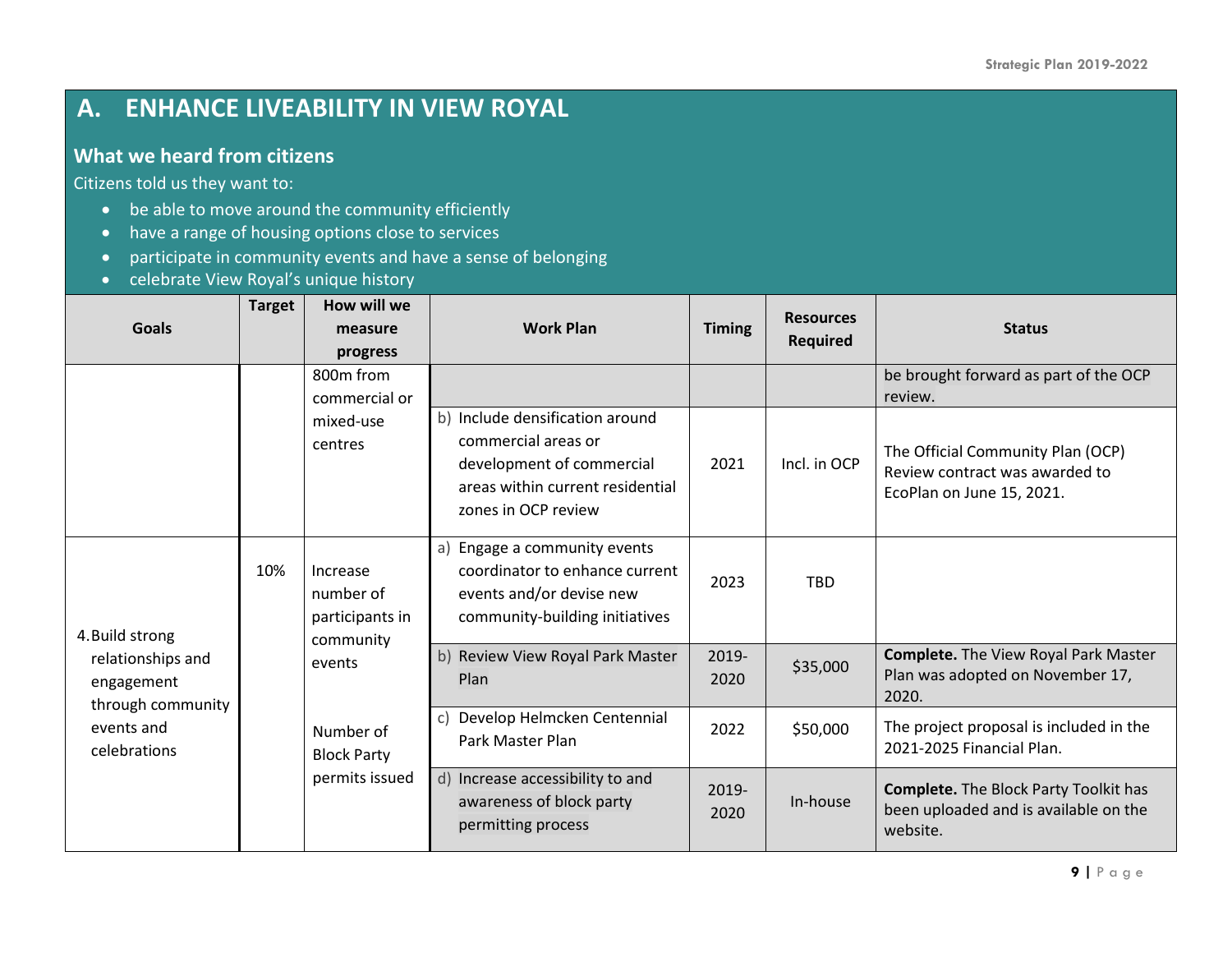## A. ENHANCE LIVEABILITY IN VIEW ROYAL

### What we heard from citizens

Citizens told us they want to:

- be able to move around the community efficiently
- have a range of housing options close to services
- participate in community events and have a sense of belonging
- celebrate View Royal's unique history

| Goals | Target | How will we measure progress | Work Plan | Timing | Resources Required | Status |
|---|---|---|---|---|---|---|
| | | 800m from commercial or mixed-use centres | | | | be brought forward as part of the OCP review. |
| | | | b) Include densification around commercial areas or development of commercial areas within current residential zones in OCP review | 2021 | Incl. in OCP | The Official Community Plan (OCP) Review contract was awarded to EcoPlan on June 15, 2021. |
| 4. Build strong relationships and engagement through community events and celebrations | 10% | Increase number of participants in community events | a) Engage a community events coordinator to enhance current events and/or devise new community-building initiatives | 2023 | TBD | |
| | | | b) Review View Royal Park Master Plan | 2019-2020 | $35,000 | **Complete.** The View Royal Park Master Plan was adopted on November 17, 2020. |
| | | Number of Block Party permits issued | c) Develop Helmcken Centennial Park Master Plan | 2022 | $50,000 | The project proposal is included in the 2021-2025 Financial Plan. |
| | | | d) Increase accessibility to and awareness of block party permitting process | 2019-2020 | In-house | **Complete.** The Block Party Toolkit has been uploaded and is available on the website. |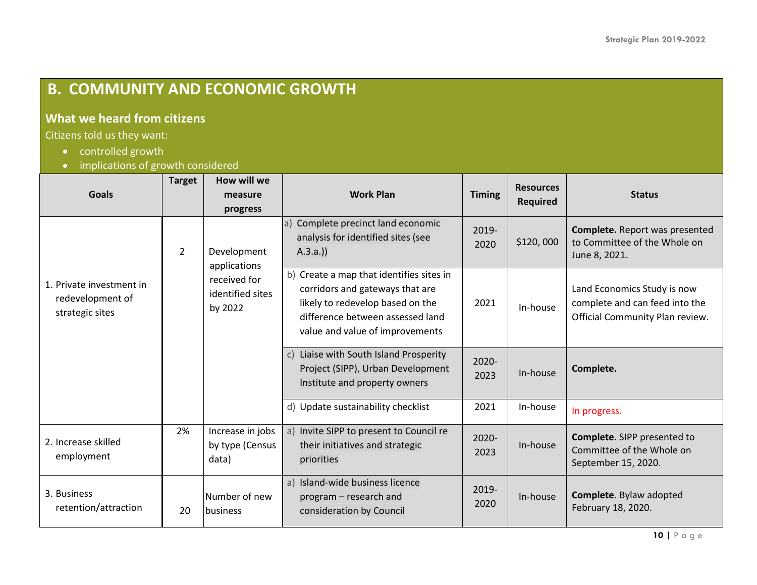# B. COMMUNITY AND ECONOMIC GROWTH

## What we heard from citizens

Citizens told us they want:

- controlled growth
- implications of growth considered

| Goals | Target | How will we measure progress | Work Plan | Timing | Resources Required | Status |
|---|---|---|---|---|---|---|
| 1. Private investment in redevelopment of strategic sites | 2 | Development applications received for identified sites by 2022 | a) Complete precinct land economic analysis for identified sites (see A.3.a.)) | 2019-2020 | $120, 000 | **Complete.** Report was presented to Committee of the Whole on June 8, 2021. |
| | | | b) Create a map that identifies sites in corridors and gateways that are likely to redevelop based on the difference between assessed land value and value of improvements | 2021 | In-house | Land Economics Study is now complete and can feed into the Official Community Plan review. |
| | | | c) Liaise with South Island Prosperity Project (SIPP), Urban Development Institute and property owners | 2020-2023 | In-house | **Complete.** |
| | | | d) Update sustainability checklist | 2021 | In-house | In progress. |
| 2. Increase skilled employment | 2% | Increase in jobs by type (Census data) | a) Invite SIPP to present to Council re their initiatives and strategic priorities | 2020-2023 | In-house | **Complete**. SIPP presented to Committee of the Whole on September 15, 2020. |
| 3. Business retention/attraction | 20 | Number of new business | a) Island-wide business licence program – research and consideration by Council | 2019-2020 | In-house | **Complete.** Bylaw adopted February 18, 2020. |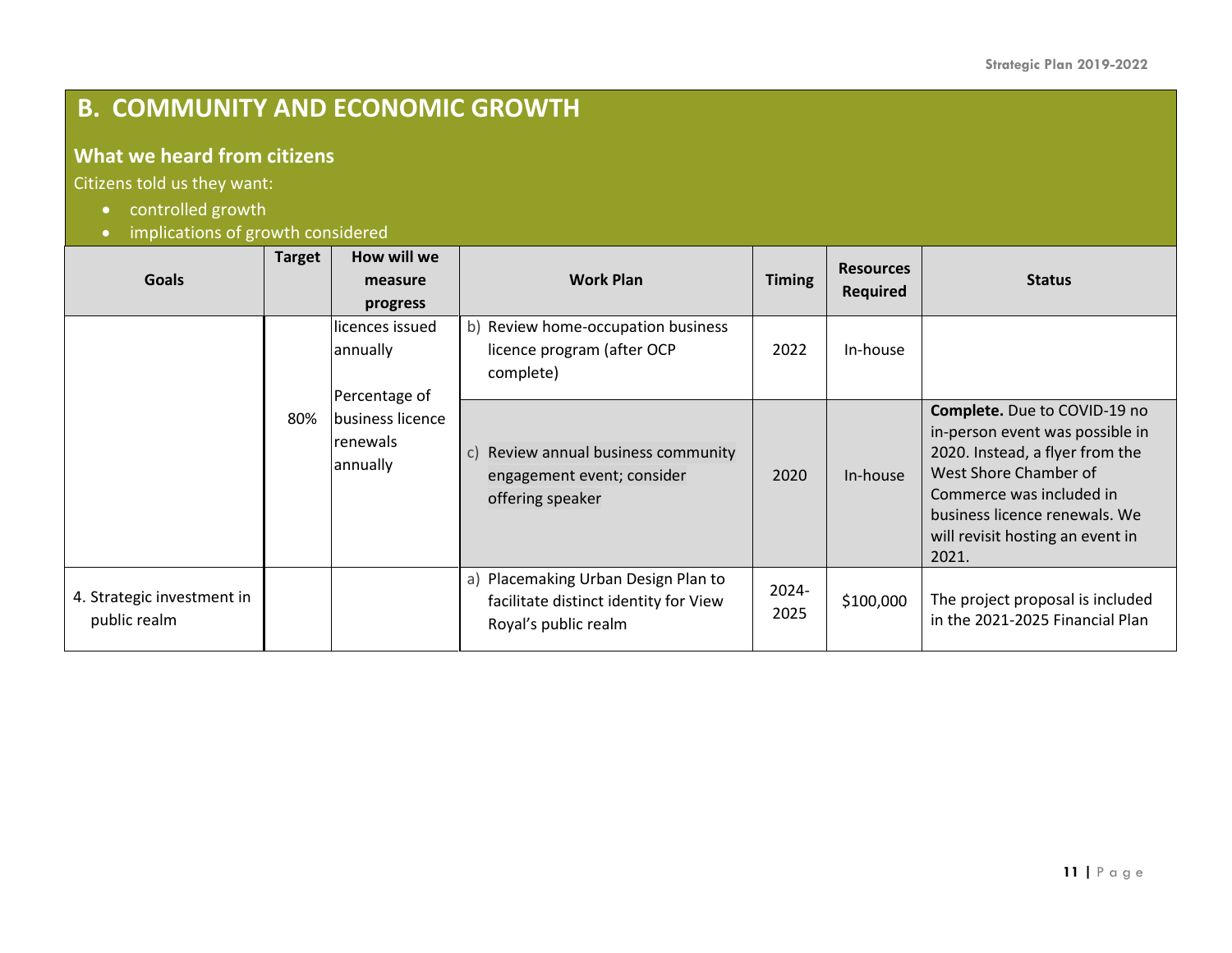## B. COMMUNITY AND ECONOMIC GROWTH

### What we heard from citizens

Citizens told us they want:

- controlled growth
- implications of growth considered

| Goals | Target | How will we measure progress | Work Plan | Timing | Resources Required | Status |
|---|---|---|---|---|---|---|
| | 80% | licences issued annually<br><br>Percentage of business licence renewals annually | b) Review home-occupation business licence program (after OCP complete) | 2022 | In-house | |
| | | | c) Review annual business community engagement event; consider offering speaker | 2020 | In-house | **Complete.** Due to COVID-19 no in-person event was possible in 2020. Instead, a flyer from the West Shore Chamber of Commerce was included in business licence renewals. We will revisit hosting an event in 2021. |
| 4. Strategic investment in public realm | | | a) Placemaking Urban Design Plan to facilitate distinct identity for View Royal's public realm | 2024-2025 | $100,000 | The project proposal is included in the 2021-2025 Financial Plan |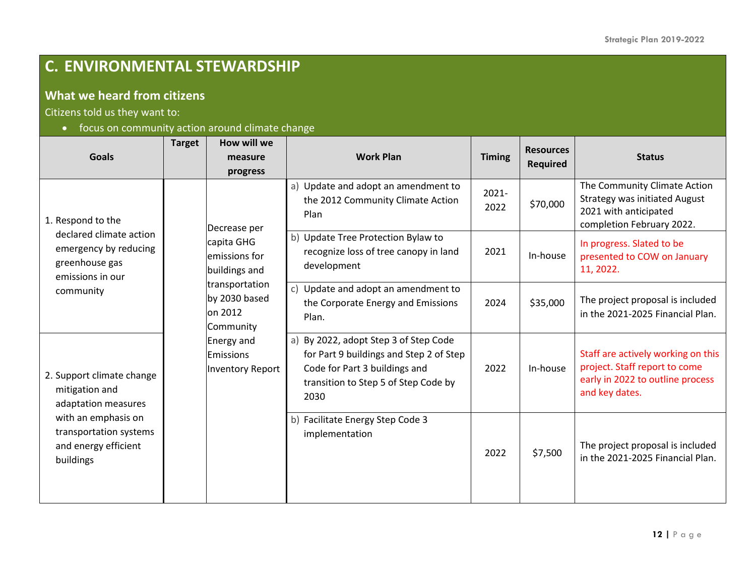## C. ENVIRONMENTAL STEWARDSHIP

### What we heard from citizens

Citizens told us they want to:

- focus on community action around climate change

| Goals | Target | How will we measure progress | Work Plan | Timing | Resources Required | Status |
|---|---|---|---|---|---|---|
| 1. Respond to the declared climate action emergency by reducing greenhouse gas emissions in our community | | Decrease per capita GHG emissions for buildings and transportation by 2030 based on 2012 Community Energy and Emissions Inventory Report | a) Update and adopt an amendment to the 2012 Community Climate Action Plan | 2021-2022 | $70,000 | The Community Climate Action Strategy was initiated August 2021 with anticipated completion February 2022. |
| | | | b) Update Tree Protection Bylaw to recognize loss of tree canopy in land development | 2021 | In-house | In progress. Slated to be presented to COW on January 11, 2022. |
| | | | c) Update and adopt an amendment to the Corporate Energy and Emissions Plan. | 2024 | $35,000 | The project proposal is included in the 2021-2025 Financial Plan. |
| 2. Support climate change mitigation and adaptation measures with an emphasis on transportation systems and energy efficient buildings | | | a) By 2022, adopt Step 3 of Step Code for Part 9 buildings and Step 2 of Step Code for Part 3 buildings and transition to Step 5 of Step Code by 2030 | 2022 | In-house | Staff are actively working on this project. Staff report to come early in 2022 to outline process and key dates. |
| | | | b) Facilitate Energy Step Code 3 implementation | 2022 | $7,500 | The project proposal is included in the 2021-2025 Financial Plan. |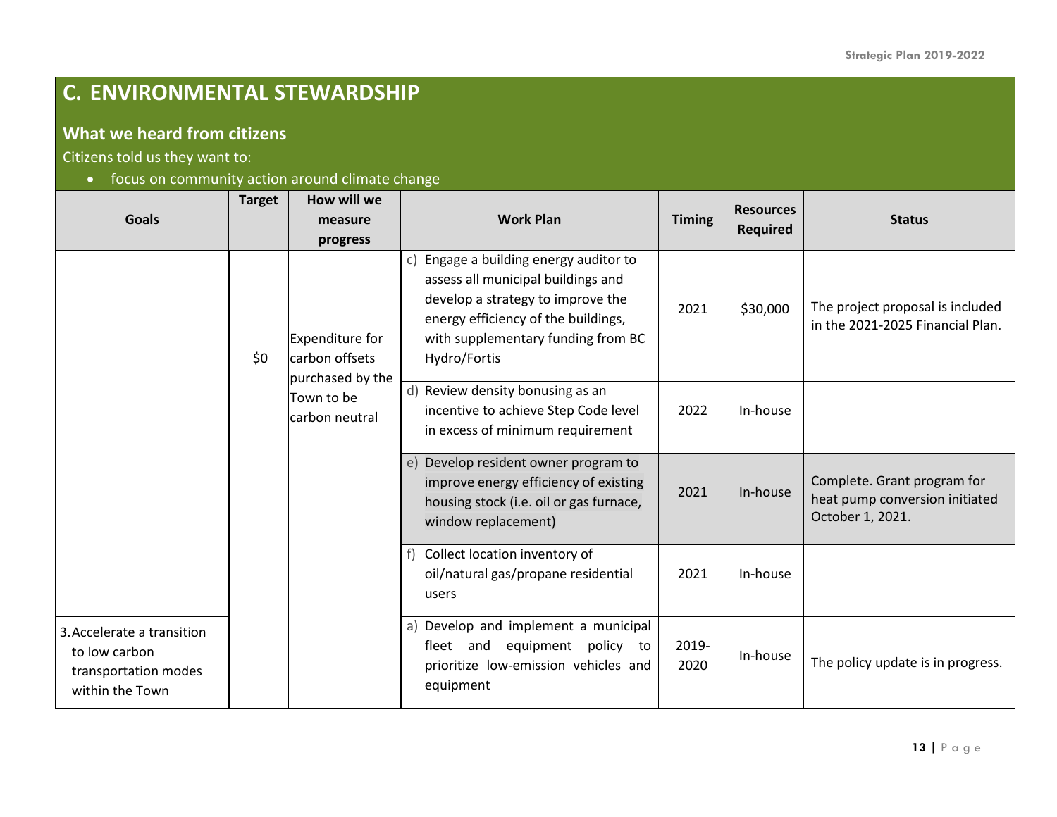## C. ENVIRONMENTAL STEWARDSHIP

### What we heard from citizens

Citizens told us they want to:

- focus on community action around climate change

| Goals | Target | How will we measure progress | Work Plan | Timing | Resources Required | Status |
|---|---|---|---|---|---|---|
| | $0 | Expenditure for carbon offsets purchased by the Town to be carbon neutral | c) Engage a building energy auditor to assess all municipal buildings and develop a strategy to improve the energy efficiency of the buildings, with supplementary funding from BC Hydro/Fortis | 2021 | $30,000 | The project proposal is included in the 2021-2025 Financial Plan. |
| | | | d) Review density bonusing as an incentive to achieve Step Code level in excess of minimum requirement | 2022 | In-house | |
| | | | e) Develop resident owner program to improve energy efficiency of existing housing stock (i.e. oil or gas furnace, window replacement) | 2021 | In-house | Complete. Grant program for heat pump conversion initiated October 1, 2021. |
| | | | f) Collect location inventory of oil/natural gas/propane residential users | 2021 | In-house | |
| 3. Accelerate a transition to low carbon transportation modes within the Town | | | a) Develop and implement a municipal fleet and equipment policy to prioritize low-emission vehicles and equipment | 2019-2020 | In-house | The policy update is in progress. |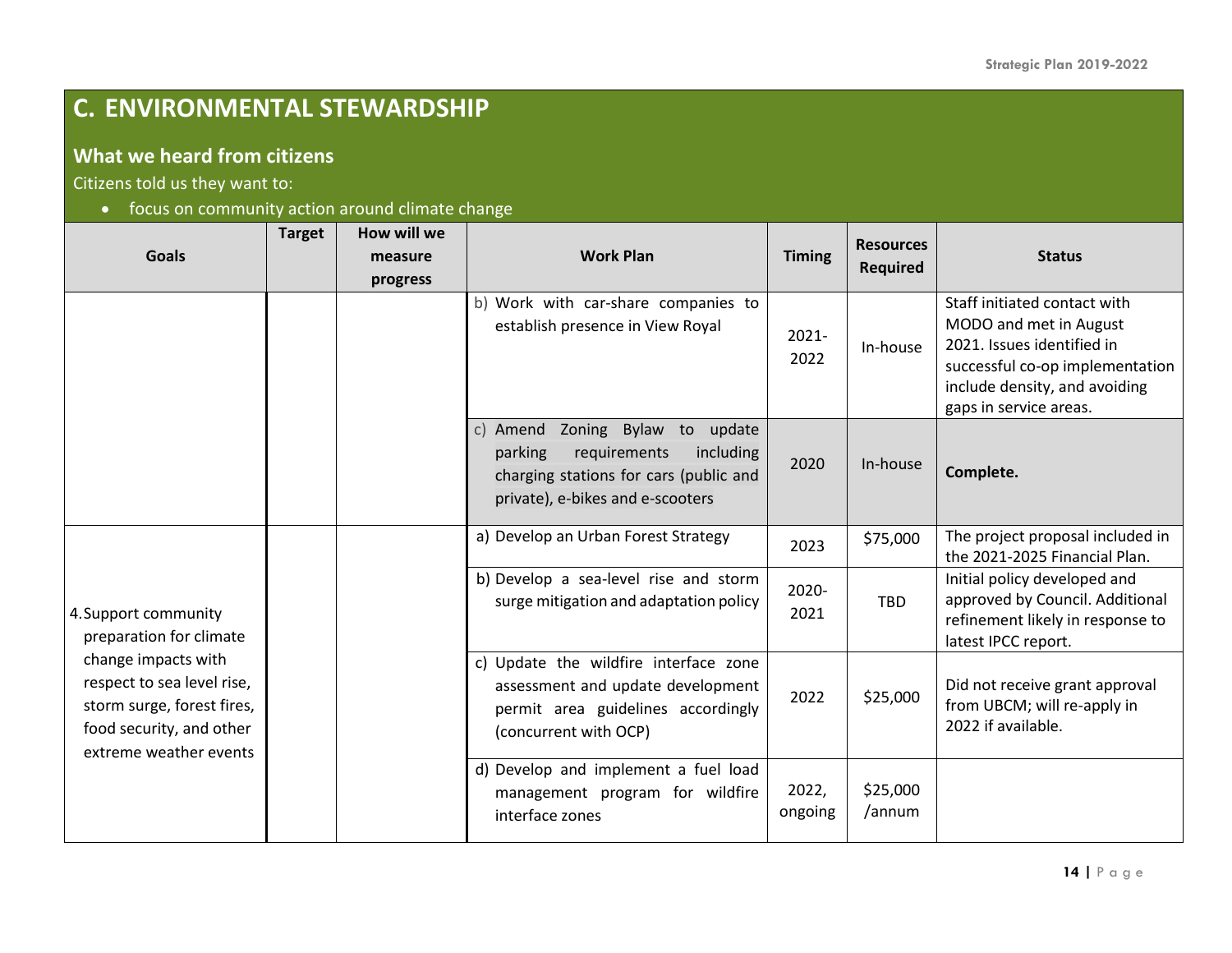## C. ENVIRONMENTAL STEWARDSHIP

### What we heard from citizens

Citizens told us they want to:

- focus on community action around climate change

| Goals | Target | How will we measure progress | Work Plan | Timing | Resources Required | Status |
|---|---|---|---|---|---|---|
| | | | b) Work with car-share companies to establish presence in View Royal | 2021-2022 | In-house | Staff initiated contact with MODO and met in August 2021. Issues identified in successful co-op implementation include density, and avoiding gaps in service areas. |
| | | | c) Amend Zoning Bylaw to update parking requirements including charging stations for cars (public and private), e-bikes and e-scooters | 2020 | In-house | **Complete.** |
| 4. Support community preparation for climate change impacts with respect to sea level rise, storm surge, forest fires, food security, and other extreme weather events | | | a) Develop an Urban Forest Strategy | 2023 | $75,000 | The project proposal included in the 2021-2025 Financial Plan. |
| | | | b) Develop a sea-level rise and storm surge mitigation and adaptation policy | 2020-2021 | TBD | Initial policy developed and approved by Council. Additional refinement likely in response to latest IPCC report. |
| | | | c) Update the wildfire interface zone assessment and update development permit area guidelines accordingly (concurrent with OCP) | 2022 | $25,000 | Did not receive grant approval from UBCM; will re-apply in 2022 if available. |
| | | | d) Develop and implement a fuel load management program for wildfire interface zones | 2022, ongoing | $25,000 /annum | |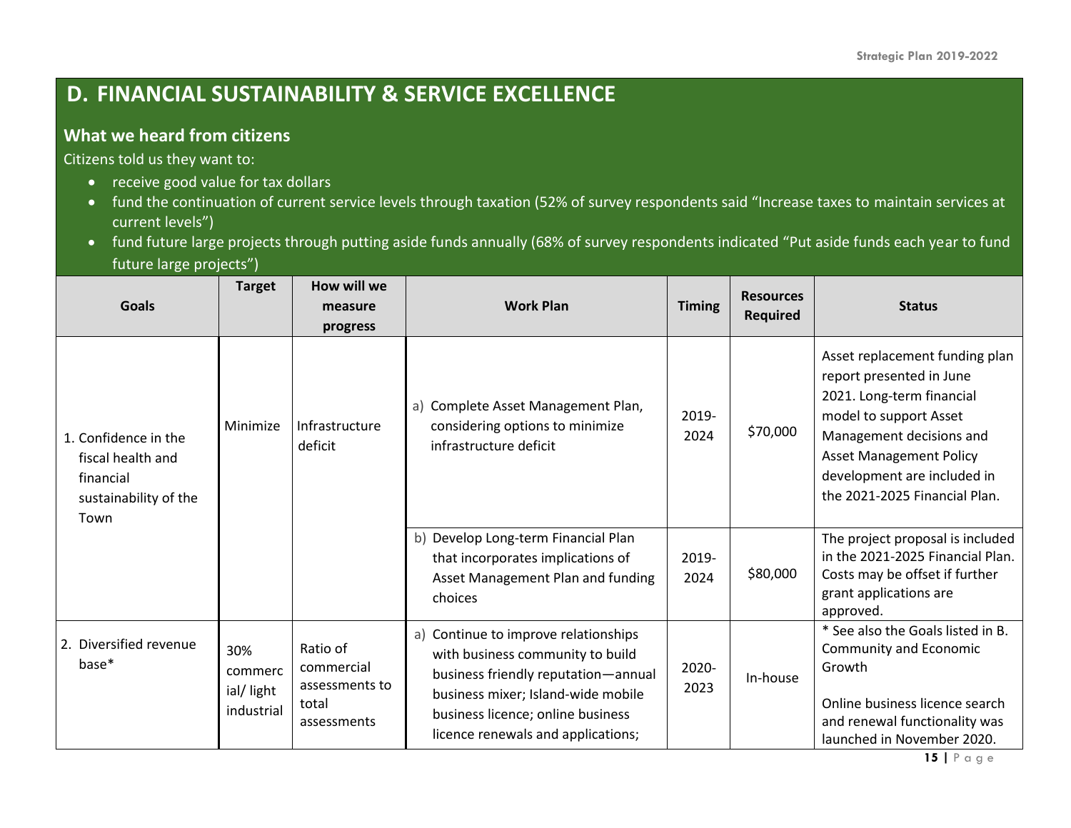## D. FINANCIAL SUSTAINABILITY & SERVICE EXCELLENCE

### What we heard from citizens

Citizens told us they want to:

- receive good value for tax dollars
- fund the continuation of current service levels through taxation (52% of survey respondents said "Increase taxes to maintain services at current levels")
- fund future large projects through putting aside funds annually (68% of survey respondents indicated "Put aside funds each year to fund future large projects")

| Goals | Target | How will we measure progress | Work Plan | Timing | Resources Required | Status |
|---|---|---|---|---|---|---|
| 1. Confidence in the fiscal health and financial sustainability of the Town | Minimize | Infrastructure deficit | a) Complete Asset Management Plan, considering options to minimize infrastructure deficit | 2019-2024 | $70,000 | Asset replacement funding plan report presented in June 2021. Long-term financial model to support Asset Management decisions and Asset Management Policy development are included in the 2021-2025 Financial Plan. |
| | | | b) Develop Long-term Financial Plan that incorporates implications of Asset Management Plan and funding choices | 2019-2024 | $80,000 | The project proposal is included in the 2021-2025 Financial Plan. Costs may be offset if further grant applications are approved. |
| 2. Diversified revenue base* | 30% commercial/ light industrial | Ratio of commercial assessments to total assessments | a) Continue to improve relationships with business community to build business friendly reputation—annual business mixer; Island-wide mobile business licence; online business licence renewals and applications; | 2020-2023 | In-house | * See also the Goals listed in B. Community and Economic Growth<br><br>Online business licence search and renewal functionality was launched in November 2020. |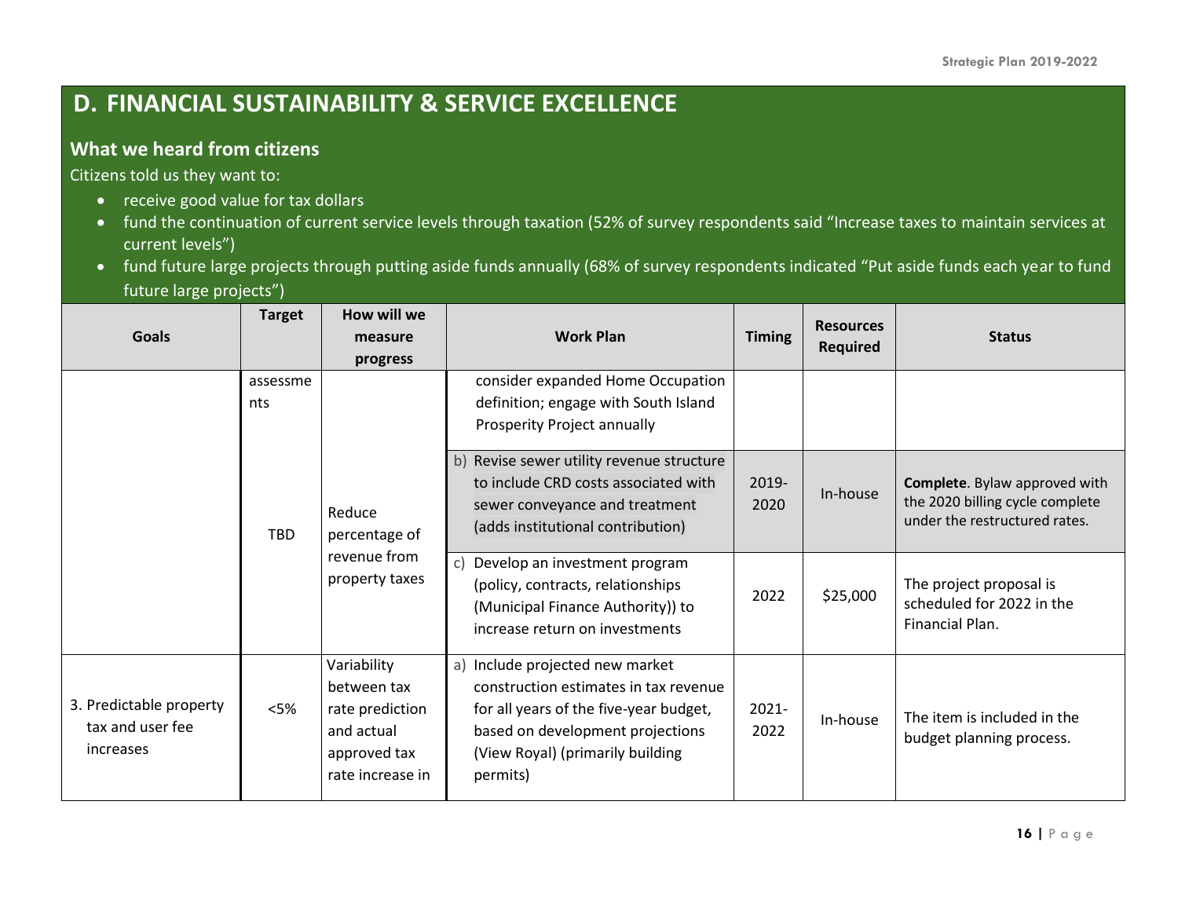## D. FINANCIAL SUSTAINABILITY & SERVICE EXCELLENCE

### What we heard from citizens

Citizens told us they want to:

- receive good value for tax dollars
- fund the continuation of current service levels through taxation (52% of survey respondents said "Increase taxes to maintain services at current levels")
- fund future large projects through putting aside funds annually (68% of survey respondents indicated "Put aside funds each year to fund future large projects")

| Goals | Target | How will we measure progress | Work Plan | Timing | Resources Required | Status |
|---|---|---|---|---|---|---|
| | assessments | | consider expanded Home Occupation definition; engage with South Island Prosperity Project annually | | | |
| | TBD | Reduce percentage of revenue from property taxes | b) Revise sewer utility revenue structure to include CRD costs associated with sewer conveyance and treatment (adds institutional contribution) | 2019-2020 | In-house | **Complete**. Bylaw approved with the 2020 billing cycle complete under the restructured rates. |
| | | | c) Develop an investment program (policy, contracts, relationships (Municipal Finance Authority)) to increase return on investments | 2022 | $25,000 | The project proposal is scheduled for 2022 in the Financial Plan. |
| 3. Predictable property tax and user fee increases | <5% | Variability between tax rate prediction and actual approved tax rate increase in | a) Include projected new market construction estimates in tax revenue for all years of the five-year budget, based on development projections (View Royal) (primarily building permits) | 2021-2022 | In-house | The item is included in the budget planning process. |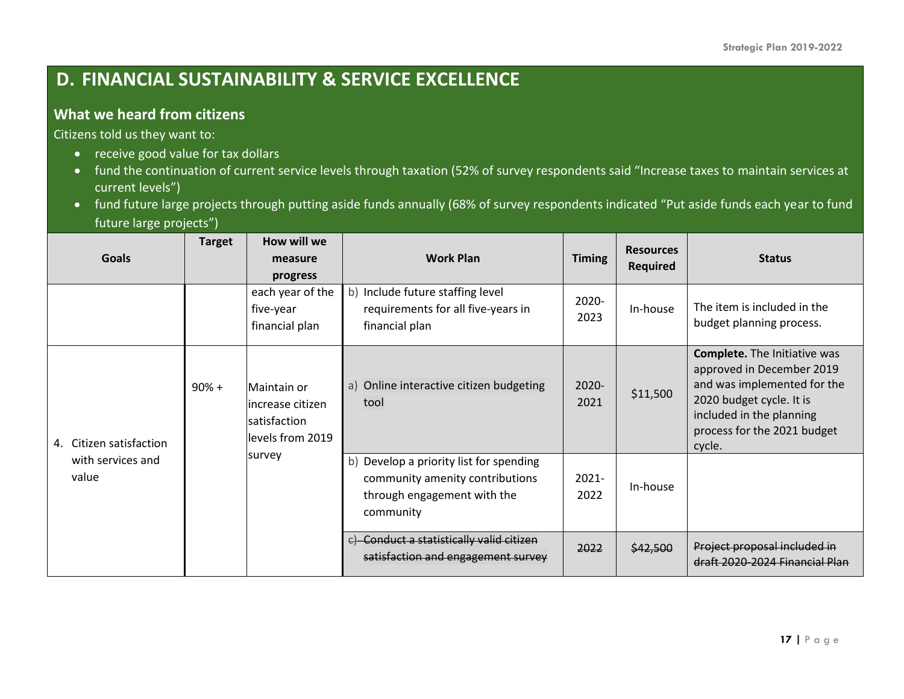## D. FINANCIAL SUSTAINABILITY & SERVICE EXCELLENCE

### What we heard from citizens

Citizens told us they want to:

- receive good value for tax dollars
- fund the continuation of current service levels through taxation (52% of survey respondents said "Increase taxes to maintain services at current levels")
- fund future large projects through putting aside funds annually (68% of survey respondents indicated "Put aside funds each year to fund future large projects")

| Goals | Target | How will we measure progress | Work Plan | Timing | Resources Required | Status |
|---|---|---|---|---|---|---|
| | | each year of the five-year financial plan | b) Include future staffing level requirements for all five-years in financial plan | 2020-2023 | In-house | The item is included in the budget planning process. |
| 4. Citizen satisfaction with services and value | 90% + | Maintain or increase citizen satisfaction levels from 2019 survey | a) Online interactive citizen budgeting tool | 2020-2021 | $11,500 | **Complete.** The Initiative was approved in December 2019 and was implemented for the 2020 budget cycle. It is included in the planning process for the 2021 budget cycle. |
| | | | b) Develop a priority list for spending community amenity contributions through engagement with the community | 2021-2022 | In-house | |
| | | | ~~c) Conduct a statistically valid citizen satisfaction and engagement survey~~ | ~~2022~~ | ~~$42,500~~ | ~~Project proposal included in draft 2020-2024 Financial Plan~~ |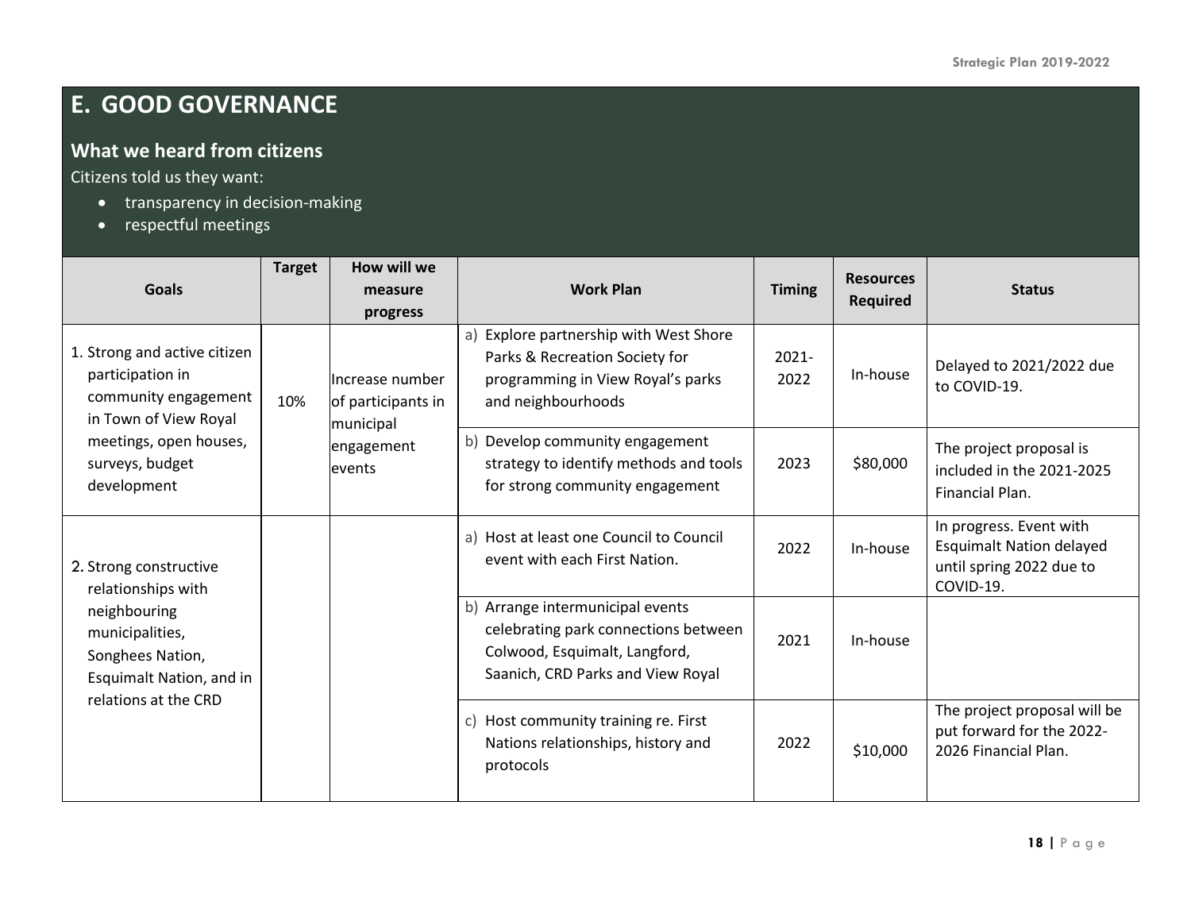# E. GOOD GOVERNANCE

## What we heard from citizens

Citizens told us they want:

- transparency in decision-making
- respectful meetings

| Goals | Target | How will we measure progress | Work Plan | Timing | Resources Required | Status |
|---|---|---|---|---|---|---|
| 1. Strong and active citizen participation in community engagement in Town of View Royal meetings, open houses, surveys, budget development | 10% | Increase number of participants in municipal engagement events | a) Explore partnership with West Shore Parks & Recreation Society for programming in View Royal's parks and neighbourhoods | 2021-2022 | In-house | Delayed to 2021/2022 due to COVID-19. |
| | | | b) Develop community engagement strategy to identify methods and tools for strong community engagement | 2023 | $80,000 | The project proposal is included in the 2021-2025 Financial Plan. |
| 2. Strong constructive relationships with neighbouring municipalities, Songhees Nation, Esquimalt Nation, and in relations at the CRD | | | a) Host at least one Council to Council event with each First Nation. | 2022 | In-house | In progress. Event with Esquimalt Nation delayed until spring 2022 due to COVID-19. |
| | | | b) Arrange intermunicipal events celebrating park connections between Colwood, Esquimalt, Langford, Saanich, CRD Parks and View Royal | 2021 | In-house | |
| | | | c) Host community training re. First Nations relationships, history and protocols | 2022 | $10,000 | The project proposal will be put forward for the 2022-2026 Financial Plan. |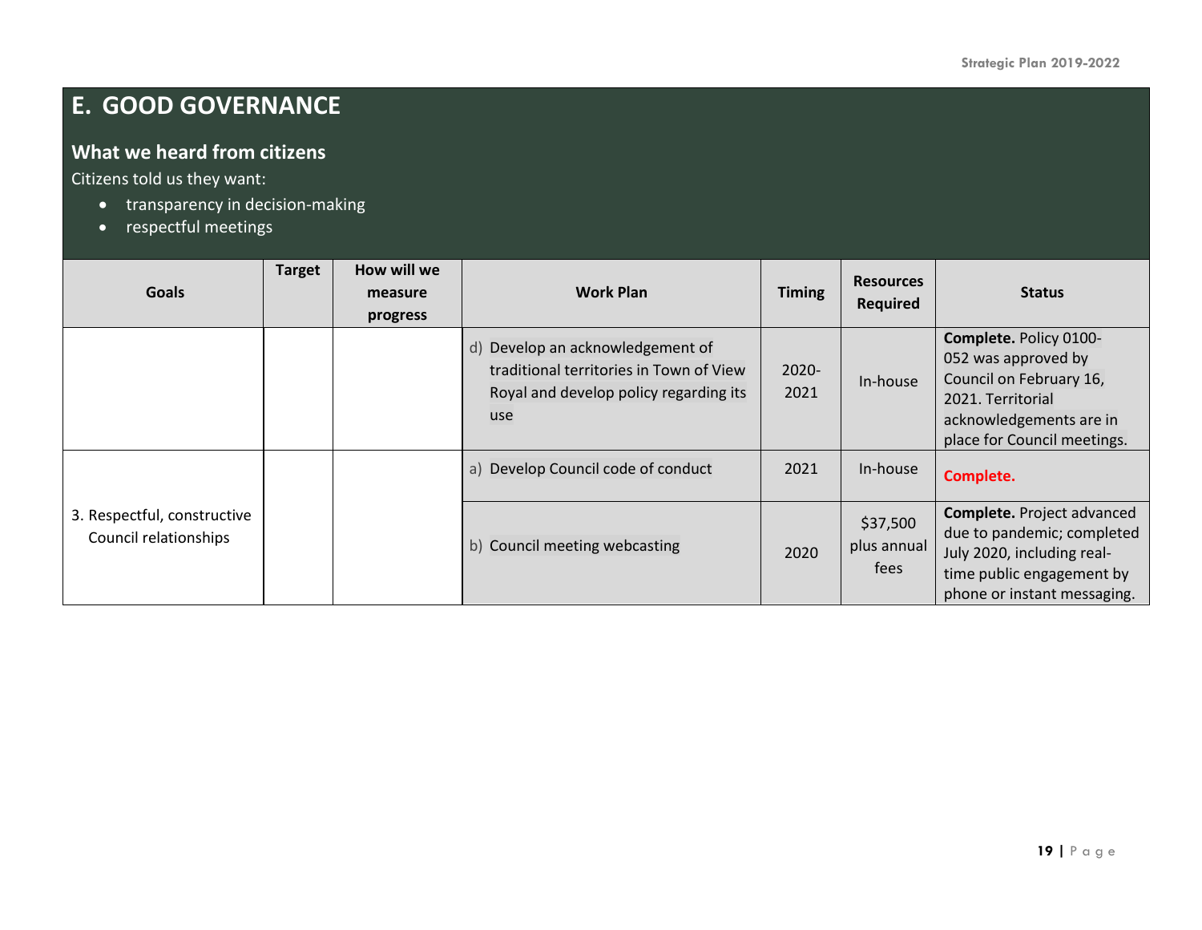## E. GOOD GOVERNANCE

### What we heard from citizens

Citizens told us they want:

- transparency in decision-making
- respectful meetings

| Goals | Target | How will we measure progress | Work Plan | Timing | Resources Required | Status |
|---|---|---|---|---|---|---|
| | | | d) Develop an acknowledgement of traditional territories in Town of View Royal and develop policy regarding its use | 2020-2021 | In-house | **Complete.** Policy 0100-052 was approved by Council on February 16, 2021. Territorial acknowledgements are in place for Council meetings. |
| 3. Respectful, constructive Council relationships | | | a) Develop Council code of conduct | 2021 | In-house | **Complete.** |
| | | | b) Council meeting webcasting | 2020 | $37,500 plus annual fees | **Complete.** Project advanced due to pandemic; completed July 2020, including real-time public engagement by phone or instant messaging. |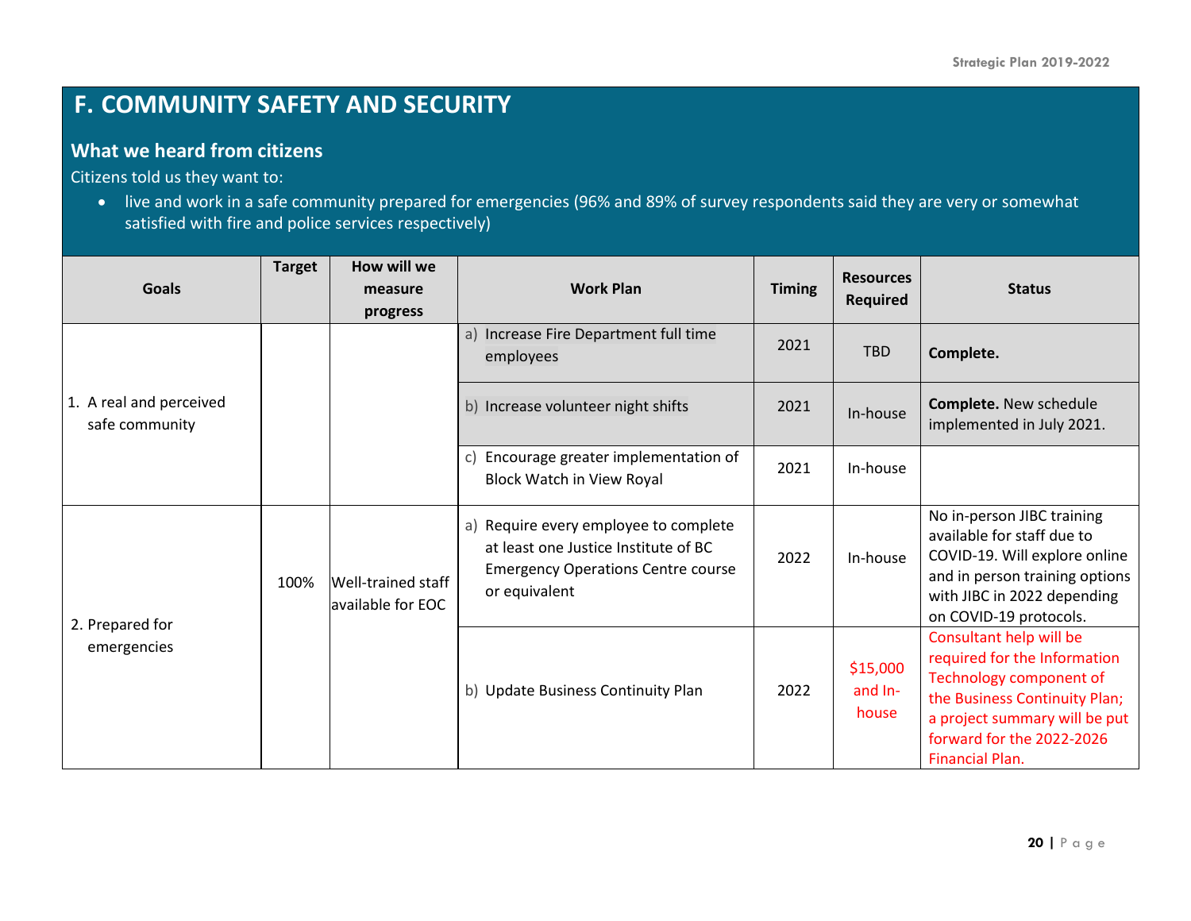# F. COMMUNITY SAFETY AND SECURITY

## What we heard from citizens

Citizens told us they want to:

- live and work in a safe community prepared for emergencies (96% and 89% of survey respondents said they are very or somewhat satisfied with fire and police services respectively)

| Goals | Target | How will we measure progress | Work Plan | Timing | Resources Required | Status |
|---|---|---|---|---|---|---|
| 1. A real and perceived safe community | | | a) Increase Fire Department full time employees | 2021 | TBD | **Complete.** |
| | | | b) Increase volunteer night shifts | 2021 | In-house | **Complete.** New schedule implemented in July 2021. |
| | | | c) Encourage greater implementation of Block Watch in View Royal | 2021 | In-house | |
| 2. Prepared for emergencies | 100% | Well-trained staff available for EOC | a) Require every employee to complete at least one Justice Institute of BC Emergency Operations Centre course or equivalent | 2022 | In-house | No in-person JIBC training available for staff due to COVID-19. Will explore online and in person training options with JIBC in 2022 depending on COVID-19 protocols. |
| | | | b) Update Business Continuity Plan | 2022 | $15,000 and In-house | Consultant help will be required for the Information Technology component of the Business Continuity Plan; a project summary will be put forward for the 2022-2026 Financial Plan. |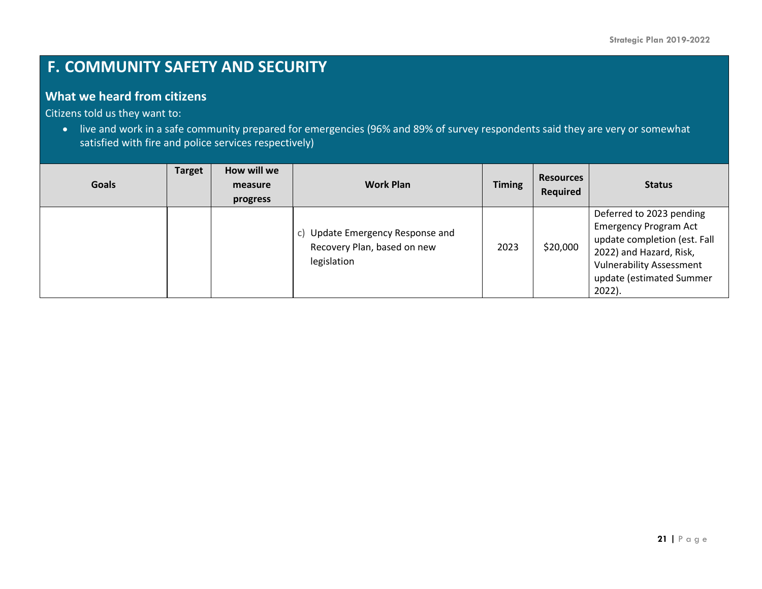## F. COMMUNITY SAFETY AND SECURITY

### What we heard from citizens

Citizens told us they want to:

- live and work in a safe community prepared for emergencies (96% and 89% of survey respondents said they are very or somewhat satisfied with fire and police services respectively)

| Goals | Target | How will we measure progress | Work Plan | Timing | Resources Required | Status |
|---|---|---|---|---|---|---|
| | | | c) Update Emergency Response and Recovery Plan, based on new legislation | 2023 | $20,000 | Deferred to 2023 pending Emergency Program Act update completion (est. Fall 2022) and Hazard, Risk, Vulnerability Assessment update (estimated Summer 2022). |